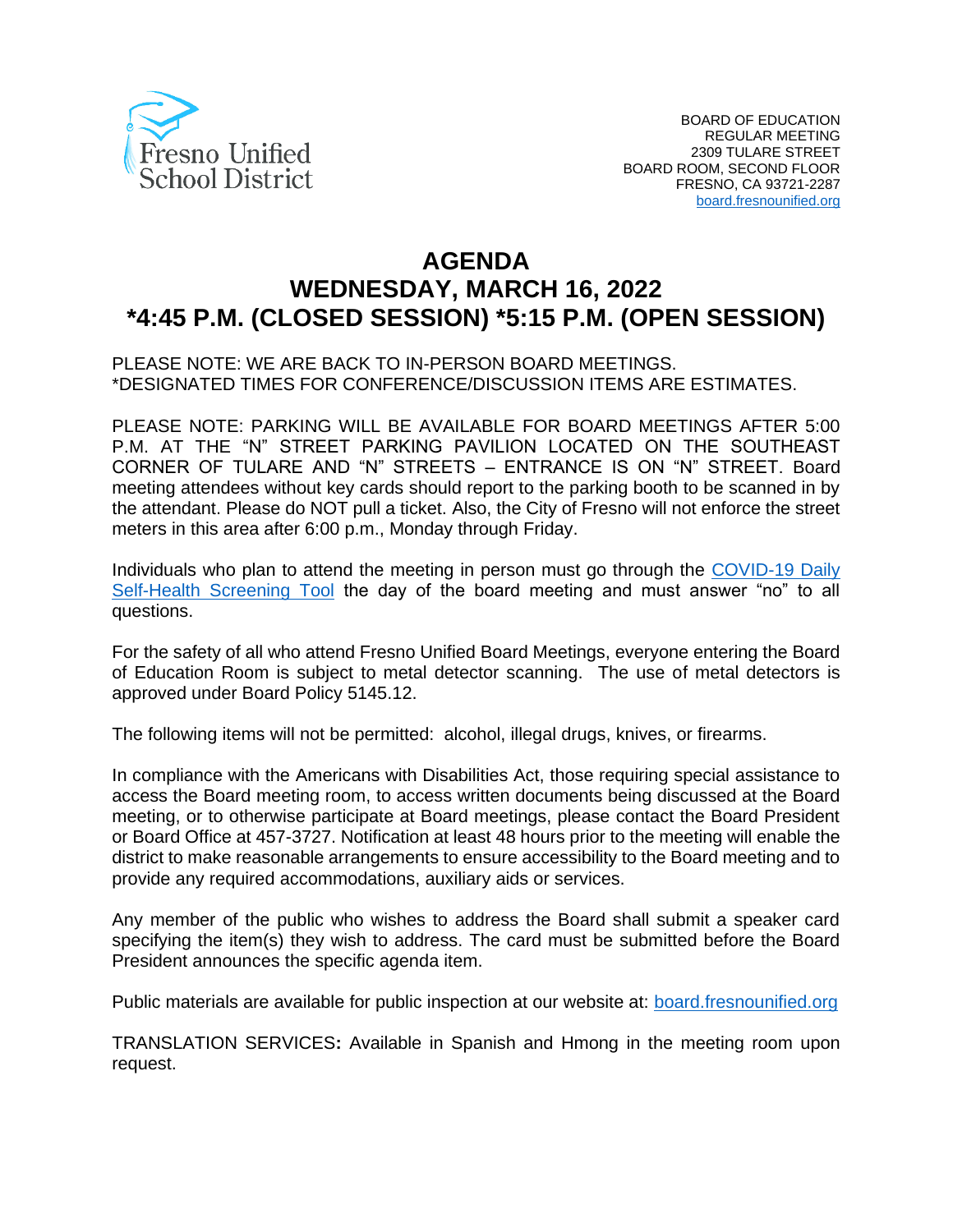Fresno Unified School District

BOARD OF EDUCATION
REGULAR MEETING
2309 TULARE STREET
BOARD ROOM, SECOND FLOOR
FRESNO, CA 93721-2287
board.fresnounified.org

# AGENDA
# WEDNESDAY, MARCH 16, 2022
# *4:45 P.M. (CLOSED SESSION) *5:15 P.M. (OPEN SESSION)

PLEASE NOTE: WE ARE BACK TO IN-PERSON BOARD MEETINGS.
*DESIGNATED TIMES FOR CONFERENCE/DISCUSSION ITEMS ARE ESTIMATES.

PLEASE NOTE: PARKING WILL BE AVAILABLE FOR BOARD MEETINGS AFTER 5:00 P.M. AT THE "N" STREET PARKING PAVILION LOCATED ON THE SOUTHEAST CORNER OF TULARE AND "N" STREETS – ENTRANCE IS ON "N" STREET. Board meeting attendees without key cards should report to the parking booth to be scanned in by the attendant. Please do NOT pull a ticket. Also, the City of Fresno will not enforce the street meters in this area after 6:00 p.m., Monday through Friday.

Individuals who plan to attend the meeting in person must go through the COVID-19 Daily Self-Health Screening Tool the day of the board meeting and must answer "no" to all questions.

For the safety of all who attend Fresno Unified Board Meetings, everyone entering the Board of Education Room is subject to metal detector scanning. The use of metal detectors is approved under Board Policy 5145.12.

The following items will not be permitted: alcohol, illegal drugs, knives, or firearms.

In compliance with the Americans with Disabilities Act, those requiring special assistance to access the Board meeting room, to access written documents being discussed at the Board meeting, or to otherwise participate at Board meetings, please contact the Board President or Board Office at 457-3727. Notification at least 48 hours prior to the meeting will enable the district to make reasonable arrangements to ensure accessibility to the Board meeting and to provide any required accommodations, auxiliary aids or services.

Any member of the public who wishes to address the Board shall submit a speaker card specifying the item(s) they wish to address. The card must be submitted before the Board President announces the specific agenda item.

Public materials are available for public inspection at our website at: board.fresnounified.org

TRANSLATION SERVICES**:** Available in Spanish and Hmong in the meeting room upon request.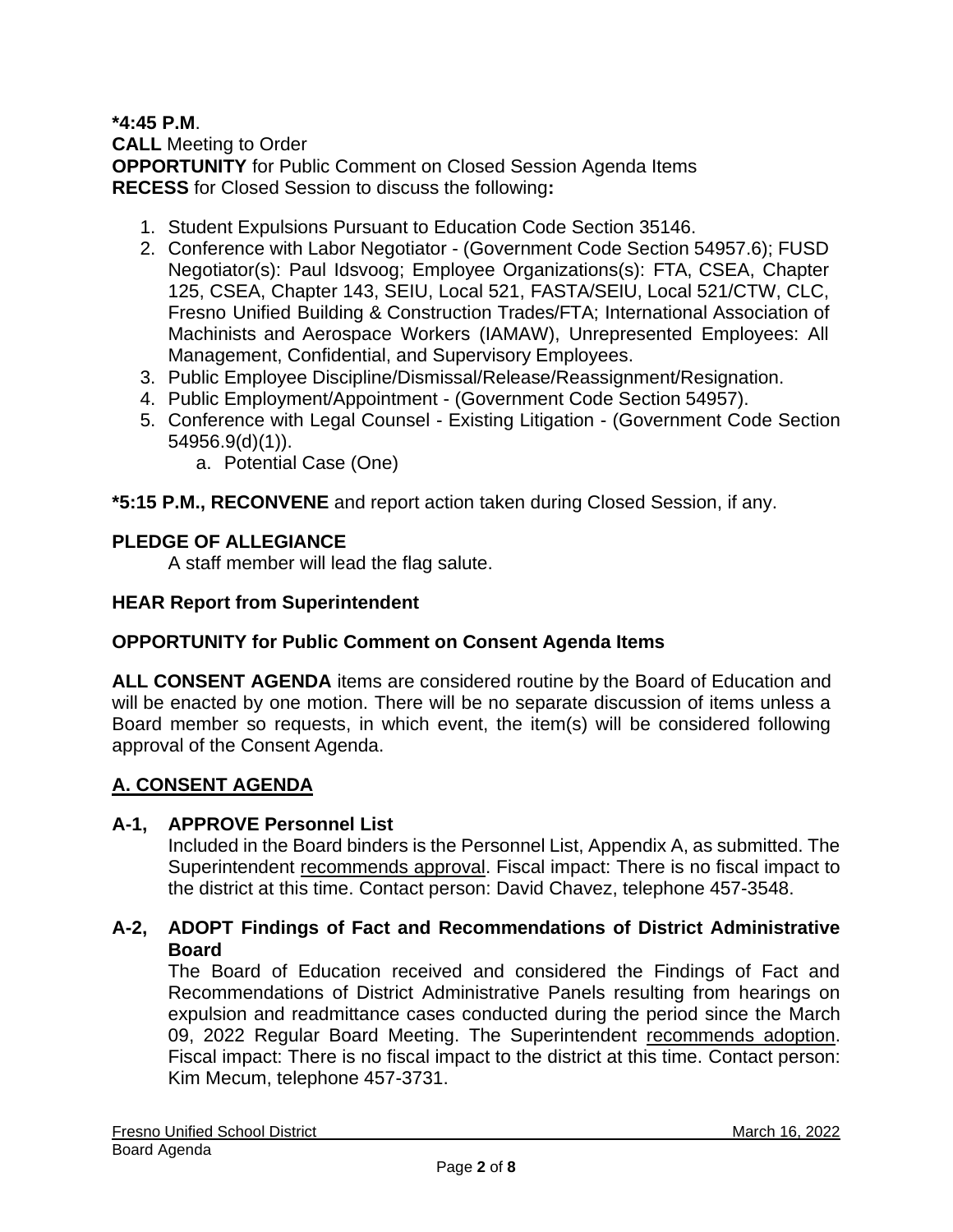**\*4:45 P.M**.
**CALL** Meeting to Order
**OPPORTUNITY** for Public Comment on Closed Session Agenda Items
**RECESS** for Closed Session to discuss the following**:**

1. Student Expulsions Pursuant to Education Code Section 35146.
2. Conference with Labor Negotiator - (Government Code Section 54957.6); FUSD Negotiator(s): Paul Idsvoog; Employee Organizations(s): FTA, CSEA, Chapter 125, CSEA, Chapter 143, SEIU, Local 521, FASTA/SEIU, Local 521/CTW, CLC, Fresno Unified Building & Construction Trades/FTA; International Association of Machinists and Aerospace Workers (IAMAW), Unrepresented Employees: All Management, Confidential, and Supervisory Employees.
3. Public Employee Discipline/Dismissal/Release/Reassignment/Resignation.
4. Public Employment/Appointment - (Government Code Section 54957).
5. Conference with Legal Counsel - Existing Litigation - (Government Code Section 54956.9(d)(1)).
   a. Potential Case (One)

**\*5:15 P.M., RECONVENE** and report action taken during Closed Session, if any.

**PLEDGE OF ALLEGIANCE**
A staff member will lead the flag salute.

**HEAR Report from Superintendent**

**OPPORTUNITY for Public Comment on Consent Agenda Items**

**ALL CONSENT AGENDA** items are considered routine by the Board of Education and will be enacted by one motion. There will be no separate discussion of items unless a Board member so requests, in which event, the item(s) will be considered following approval of the Consent Agenda.

## A. CONSENT AGENDA

**A-1, APPROVE Personnel List**
Included in the Board binders is the Personnel List, Appendix A, as submitted. The Superintendent recommends approval. Fiscal impact: There is no fiscal impact to the district at this time. Contact person: David Chavez, telephone 457-3548.

**A-2, ADOPT Findings of Fact and Recommendations of District Administrative Board**
The Board of Education received and considered the Findings of Fact and Recommendations of District Administrative Panels resulting from hearings on expulsion and readmittance cases conducted during the period since the March 09, 2022 Regular Board Meeting. The Superintendent recommends adoption. Fiscal impact: There is no fiscal impact to the district at this time. Contact person: Kim Mecum, telephone 457-3731.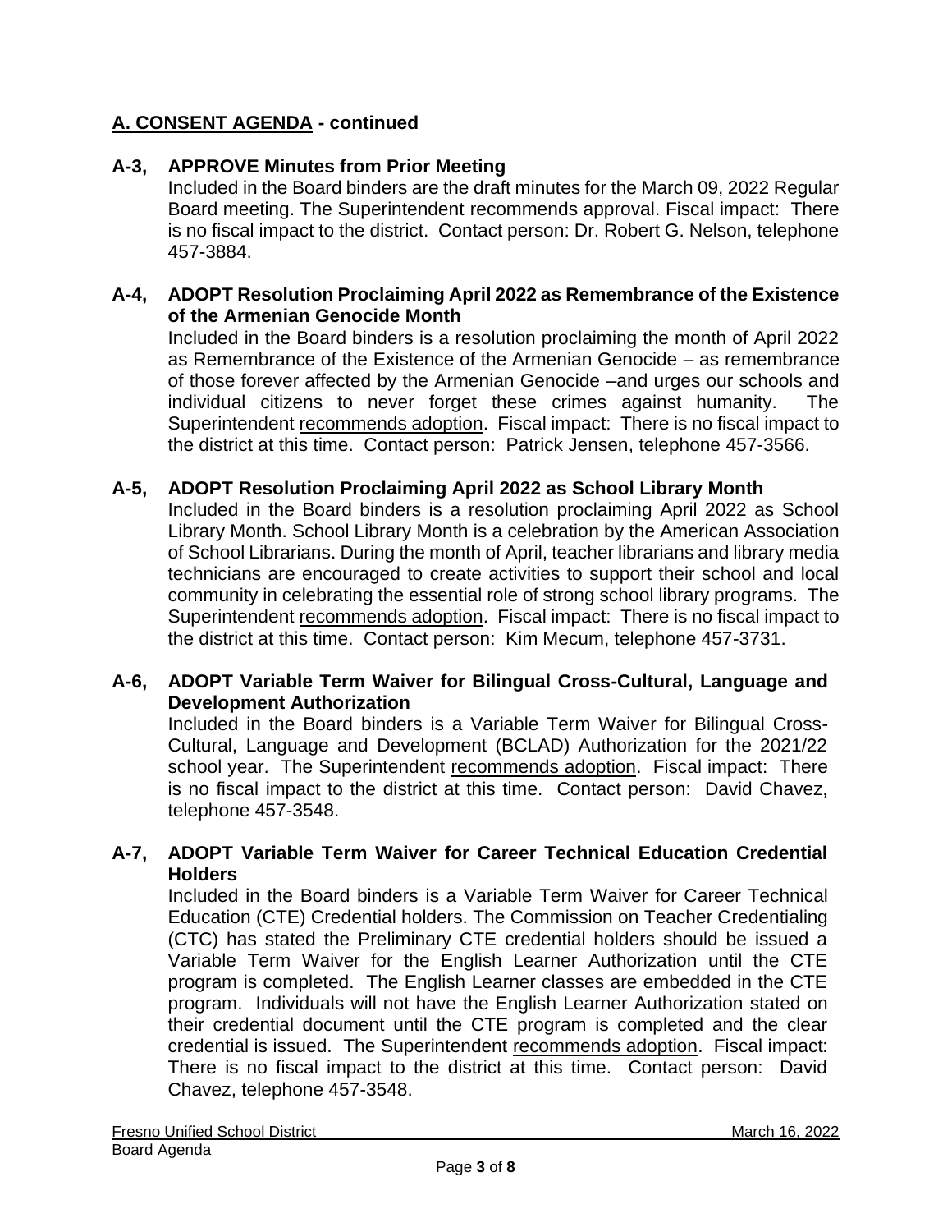## A. CONSENT AGENDA - continued

**A-3, APPROVE Minutes from Prior Meeting**

Included in the Board binders are the draft minutes for the March 09, 2022 Regular Board meeting. The Superintendent recommends approval. Fiscal impact: There is no fiscal impact to the district. Contact person: Dr. Robert G. Nelson, telephone 457-3884.

**A-4, ADOPT Resolution Proclaiming April 2022 as Remembrance of the Existence of the Armenian Genocide Month**

Included in the Board binders is a resolution proclaiming the month of April 2022 as Remembrance of the Existence of the Armenian Genocide – as remembrance of those forever affected by the Armenian Genocide –and urges our schools and individual citizens to never forget these crimes against humanity. The Superintendent recommends adoption. Fiscal impact: There is no fiscal impact to the district at this time. Contact person: Patrick Jensen, telephone 457-3566.

**A-5, ADOPT Resolution Proclaiming April 2022 as School Library Month**

Included in the Board binders is a resolution proclaiming April 2022 as School Library Month. School Library Month is a celebration by the American Association of School Librarians. During the month of April, teacher librarians and library media technicians are encouraged to create activities to support their school and local community in celebrating the essential role of strong school library programs. The Superintendent recommends adoption. Fiscal impact: There is no fiscal impact to the district at this time. Contact person: Kim Mecum, telephone 457-3731.

**A-6, ADOPT Variable Term Waiver for Bilingual Cross-Cultural, Language and Development Authorization**

Included in the Board binders is a Variable Term Waiver for Bilingual Cross-Cultural, Language and Development (BCLAD) Authorization for the 2021/22 school year. The Superintendent recommends adoption. Fiscal impact: There is no fiscal impact to the district at this time. Contact person: David Chavez, telephone 457-3548.

**A-7, ADOPT Variable Term Waiver for Career Technical Education Credential Holders**

Included in the Board binders is a Variable Term Waiver for Career Technical Education (CTE) Credential holders. The Commission on Teacher Credentialing (CTC) has stated the Preliminary CTE credential holders should be issued a Variable Term Waiver for the English Learner Authorization until the CTE program is completed. The English Learner classes are embedded in the CTE program. Individuals will not have the English Learner Authorization stated on their credential document until the CTE program is completed and the clear credential is issued. The Superintendent recommends adoption. Fiscal impact: There is no fiscal impact to the district at this time. Contact person: David Chavez, telephone 457-3548.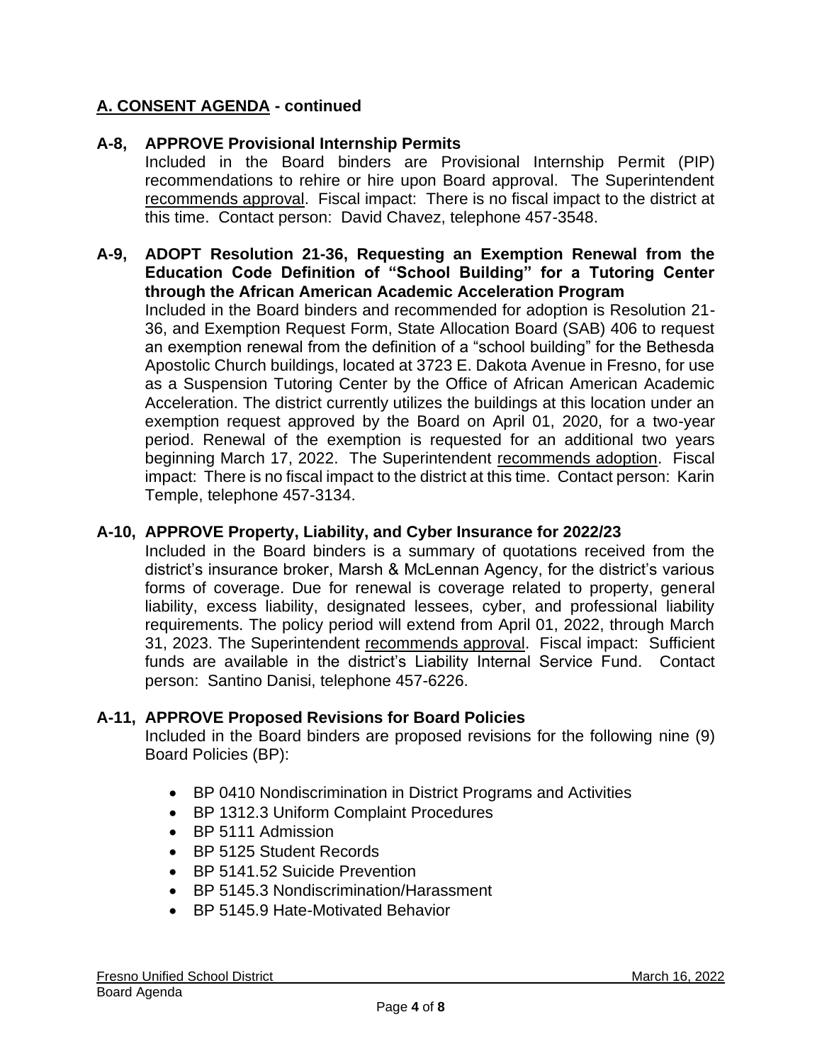## A. CONSENT AGENDA - continued

**A-8, APPROVE Provisional Internship Permits**

Included in the Board binders are Provisional Internship Permit (PIP) recommendations to rehire or hire upon Board approval. The Superintendent recommends approval. Fiscal impact: There is no fiscal impact to the district at this time. Contact person: David Chavez, telephone 457-3548.

**A-9, ADOPT Resolution 21-36, Requesting an Exemption Renewal from the Education Code Definition of "School Building" for a Tutoring Center through the African American Academic Acceleration Program**

Included in the Board binders and recommended for adoption is Resolution 21-36, and Exemption Request Form, State Allocation Board (SAB) 406 to request an exemption renewal from the definition of a "school building" for the Bethesda Apostolic Church buildings, located at 3723 E. Dakota Avenue in Fresno, for use as a Suspension Tutoring Center by the Office of African American Academic Acceleration. The district currently utilizes the buildings at this location under an exemption request approved by the Board on April 01, 2020, for a two-year period. Renewal of the exemption is requested for an additional two years beginning March 17, 2022. The Superintendent recommends adoption. Fiscal impact: There is no fiscal impact to the district at this time. Contact person: Karin Temple, telephone 457-3134.

**A-10, APPROVE Property, Liability, and Cyber Insurance for 2022/23**

Included in the Board binders is a summary of quotations received from the district's insurance broker, Marsh & McLennan Agency, for the district's various forms of coverage. Due for renewal is coverage related to property, general liability, excess liability, designated lessees, cyber, and professional liability requirements. The policy period will extend from April 01, 2022, through March 31, 2023. The Superintendent recommends approval. Fiscal impact: Sufficient funds are available in the district's Liability Internal Service Fund. Contact person: Santino Danisi, telephone 457-6226.

**A-11, APPROVE Proposed Revisions for Board Policies**

Included in the Board binders are proposed revisions for the following nine (9) Board Policies (BP):

- BP 0410 Nondiscrimination in District Programs and Activities
- BP 1312.3 Uniform Complaint Procedures
- BP 5111 Admission
- BP 5125 Student Records
- BP 5141.52 Suicide Prevention
- BP 5145.3 Nondiscrimination/Harassment
- BP 5145.9 Hate-Motivated Behavior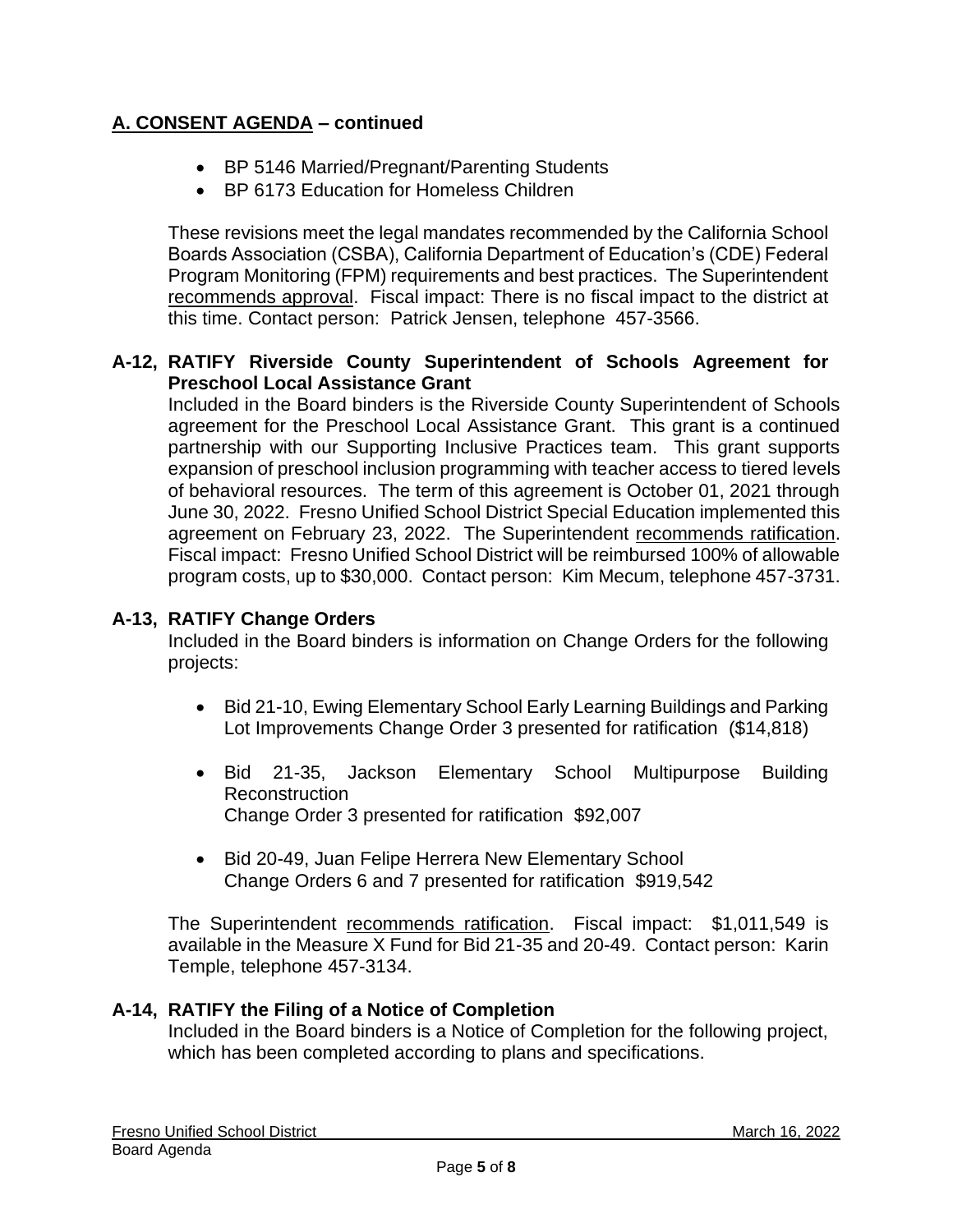## A. CONSENT AGENDA – continued

- BP 5146 Married/Pregnant/Parenting Students
- BP 6173 Education for Homeless Children

These revisions meet the legal mandates recommended by the California School Boards Association (CSBA), California Department of Education's (CDE) Federal Program Monitoring (FPM) requirements and best practices. The Superintendent recommends approval. Fiscal impact: There is no fiscal impact to the district at this time. Contact person: Patrick Jensen, telephone 457-3566.

**A-12, RATIFY Riverside County Superintendent of Schools Agreement for Preschool Local Assistance Grant**

Included in the Board binders is the Riverside County Superintendent of Schools agreement for the Preschool Local Assistance Grant. This grant is a continued partnership with our Supporting Inclusive Practices team. This grant supports expansion of preschool inclusion programming with teacher access to tiered levels of behavioral resources. The term of this agreement is October 01, 2021 through June 30, 2022. Fresno Unified School District Special Education implemented this agreement on February 23, 2022. The Superintendent recommends ratification. Fiscal impact: Fresno Unified School District will be reimbursed 100% of allowable program costs, up to $30,000. Contact person: Kim Mecum, telephone 457-3731.

**A-13, RATIFY Change Orders**

Included in the Board binders is information on Change Orders for the following projects:

- Bid 21-10, Ewing Elementary School Early Learning Buildings and Parking Lot Improvements Change Order 3 presented for ratification ($14,818)
- Bid 21-35, Jackson Elementary School Multipurpose Building Reconstruction
  Change Order 3 presented for ratification $92,007
- Bid 20-49, Juan Felipe Herrera New Elementary School
  Change Orders 6 and 7 presented for ratification $919,542

The Superintendent recommends ratification. Fiscal impact: $1,011,549 is available in the Measure X Fund for Bid 21-35 and 20-49. Contact person: Karin Temple, telephone 457-3134.

**A-14, RATIFY the Filing of a Notice of Completion**

Included in the Board binders is a Notice of Completion for the following project, which has been completed according to plans and specifications.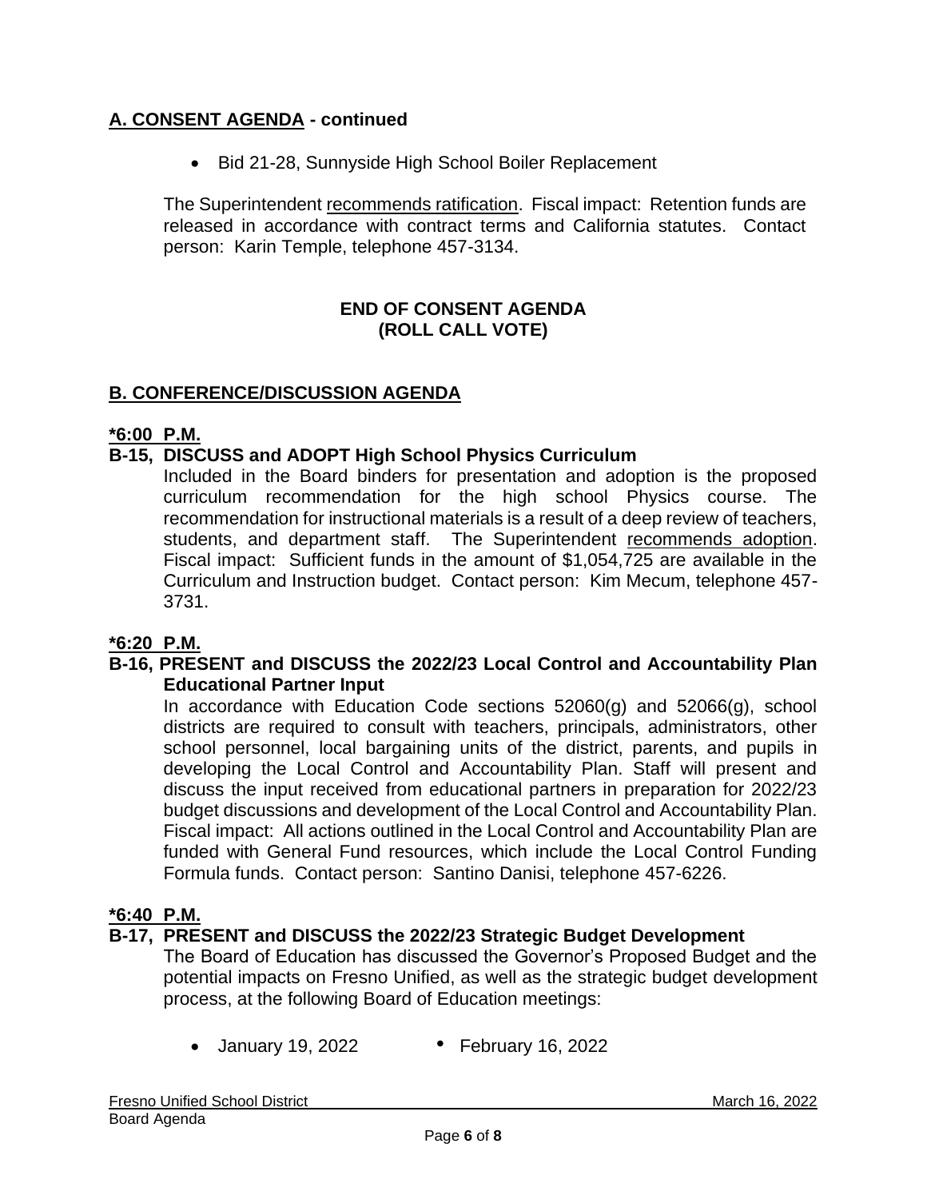## A. CONSENT AGENDA - continued

- Bid 21-28, Sunnyside High School Boiler Replacement

The Superintendent recommends ratification. Fiscal impact: Retention funds are released in accordance with contract terms and California statutes. Contact person: Karin Temple, telephone 457-3134.

**END OF CONSENT AGENDA**
**(ROLL CALL VOTE)**

## B. CONFERENCE/DISCUSSION AGENDA

**\*6:00 P.M.**

### B-15, DISCUSS and ADOPT High School Physics Curriculum

Included in the Board binders for presentation and adoption is the proposed curriculum recommendation for the high school Physics course. The recommendation for instructional materials is a result of a deep review of teachers, students, and department staff. The Superintendent recommends adoption. Fiscal impact: Sufficient funds in the amount of $1,054,725 are available in the Curriculum and Instruction budget. Contact person: Kim Mecum, telephone 457-3731.

**\*6:20 P.M.**

### B-16, PRESENT and DISCUSS the 2022/23 Local Control and Accountability Plan Educational Partner Input

In accordance with Education Code sections 52060(g) and 52066(g), school districts are required to consult with teachers, principals, administrators, other school personnel, local bargaining units of the district, parents, and pupils in developing the Local Control and Accountability Plan. Staff will present and discuss the input received from educational partners in preparation for 2022/23 budget discussions and development of the Local Control and Accountability Plan. Fiscal impact: All actions outlined in the Local Control and Accountability Plan are funded with General Fund resources, which include the Local Control Funding Formula funds. Contact person: Santino Danisi, telephone 457-6226.

**\*6:40 P.M.**

### B-17, PRESENT and DISCUSS the 2022/23 Strategic Budget Development

The Board of Education has discussed the Governor's Proposed Budget and the potential impacts on Fresno Unified, as well as the strategic budget development process, at the following Board of Education meetings:

- January 19, 2022
- February 16, 2022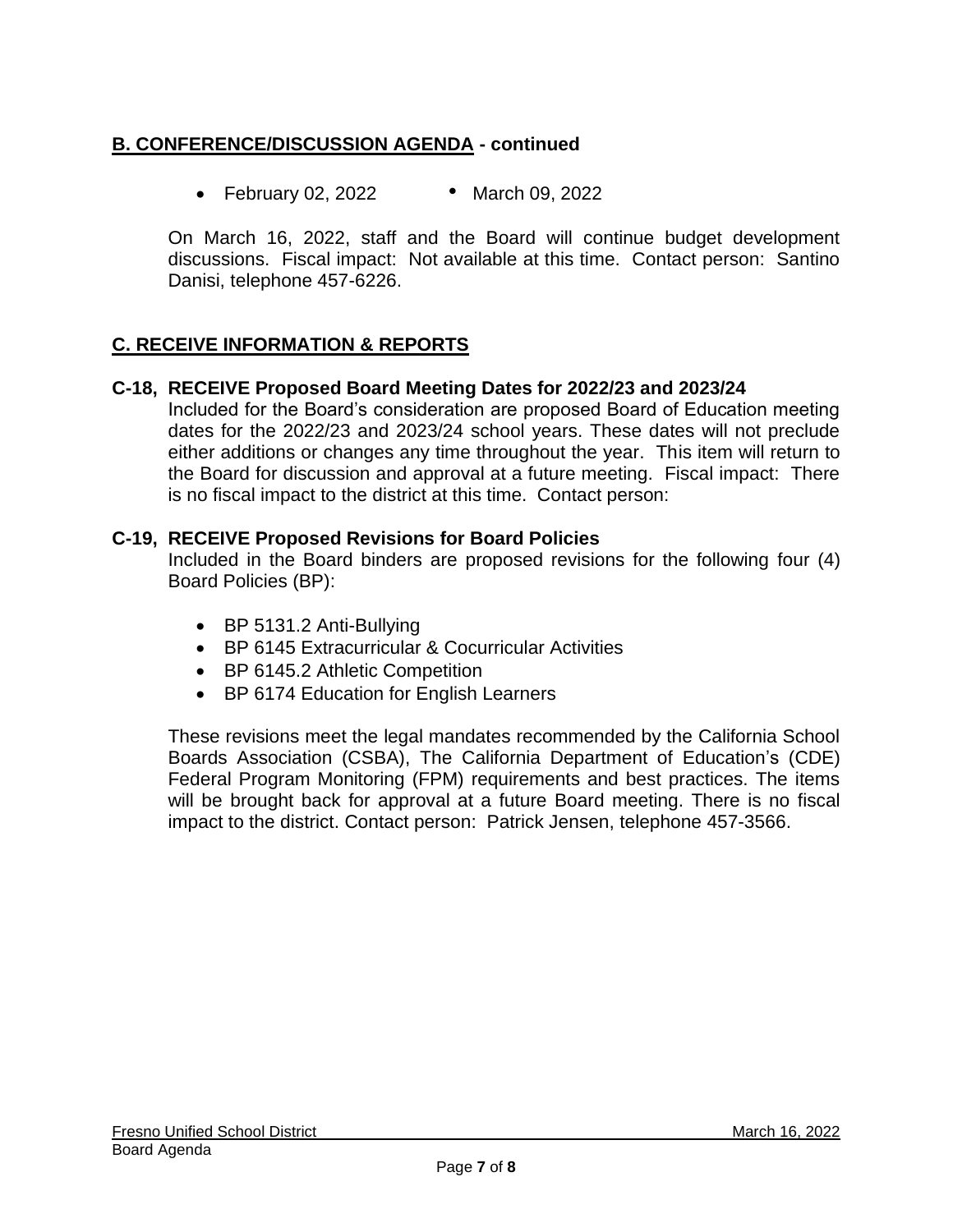## B. CONFERENCE/DISCUSSION AGENDA - continued

- February 02, 2022
- March 09, 2022

On March 16, 2022, staff and the Board will continue budget development discussions. Fiscal impact: Not available at this time. Contact person: Santino Danisi, telephone 457-6226.

## C. RECEIVE INFORMATION & REPORTS

**C-18, RECEIVE Proposed Board Meeting Dates for 2022/23 and 2023/24**

Included for the Board's consideration are proposed Board of Education meeting dates for the 2022/23 and 2023/24 school years. These dates will not preclude either additions or changes any time throughout the year. This item will return to the Board for discussion and approval at a future meeting. Fiscal impact: There is no fiscal impact to the district at this time. Contact person:

**C-19, RECEIVE Proposed Revisions for Board Policies**

Included in the Board binders are proposed revisions for the following four (4) Board Policies (BP):

- BP 5131.2 Anti-Bullying
- BP 6145 Extracurricular & Cocurricular Activities
- BP 6145.2 Athletic Competition
- BP 6174 Education for English Learners

These revisions meet the legal mandates recommended by the California School Boards Association (CSBA), The California Department of Education's (CDE) Federal Program Monitoring (FPM) requirements and best practices. The items will be brought back for approval at a future Board meeting. There is no fiscal impact to the district. Contact person: Patrick Jensen, telephone 457-3566.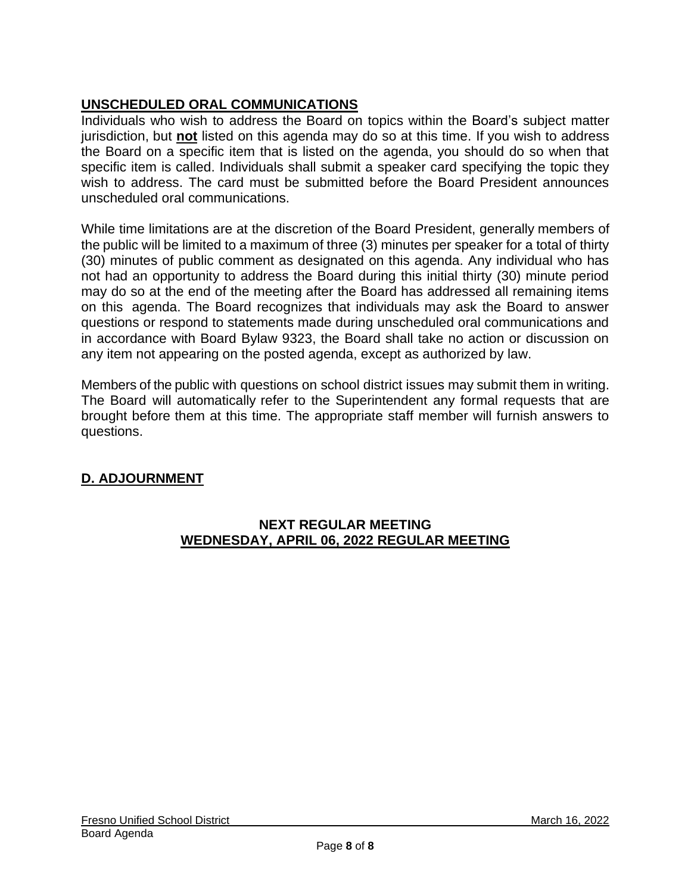## **UNSCHEDULED ORAL COMMUNICATIONS**

Individuals who wish to address the Board on topics within the Board's subject matter jurisdiction, but **not** listed on this agenda may do so at this time. If you wish to address the Board on a specific item that is listed on the agenda, you should do so when that specific item is called. Individuals shall submit a speaker card specifying the topic they wish to address. The card must be submitted before the Board President announces unscheduled oral communications.

While time limitations are at the discretion of the Board President, generally members of the public will be limited to a maximum of three (3) minutes per speaker for a total of thirty (30) minutes of public comment as designated on this agenda. Any individual who has not had an opportunity to address the Board during this initial thirty (30) minute period may do so at the end of the meeting after the Board has addressed all remaining items on this agenda. The Board recognizes that individuals may ask the Board to answer questions or respond to statements made during unscheduled oral communications and in accordance with Board Bylaw 9323, the Board shall take no action or discussion on any item not appearing on the posted agenda, except as authorized by law.

Members of the public with questions on school district issues may submit them in writing. The Board will automatically refer to the Superintendent any formal requests that are brought before them at this time. The appropriate staff member will furnish answers to questions.

## **D. ADJOURNMENT**

**NEXT REGULAR MEETING**
**WEDNESDAY, APRIL 06, 2022 REGULAR MEETING**